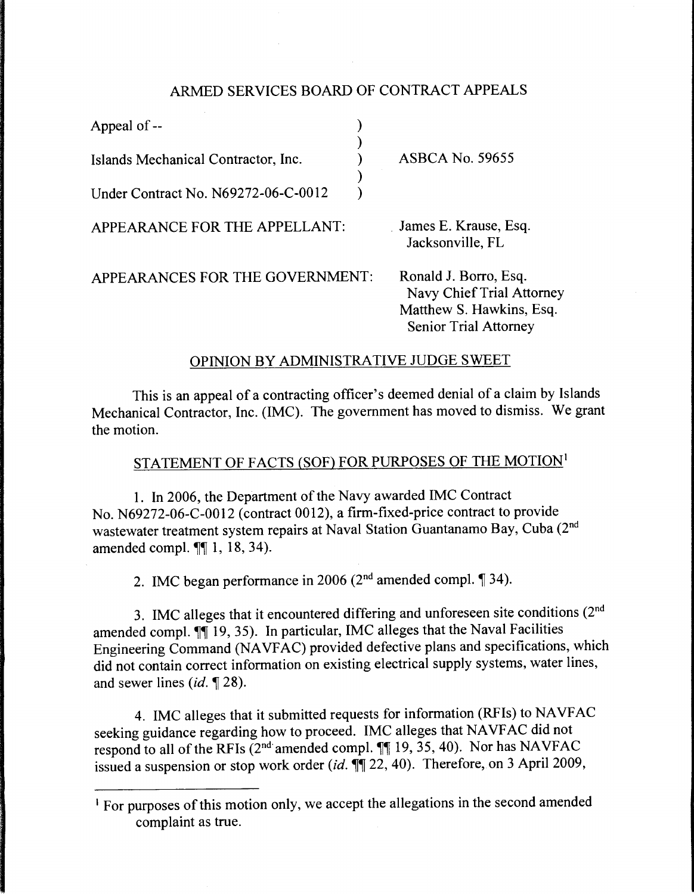# ARMED SERVICES BOARD OF CONTRACT APPEALS

| | |
|---|---|
| Appeal of -- | |
| Islands Mechanical Contractor, Inc. | ASBCA No. 59655 |
| Under Contract No. N69272-06-C-0012 | |

APPEARANCE FOR THE APPELLANT: James E. Krause, Esq.
Jacksonville, FL

APPEARANCES FOR THE GOVERNMENT: Ronald J. Borro, Esq.
Navy Chief Trial Attorney
Matthew S. Hawkins, Esq.
Senior Trial Attorney

## OPINION BY ADMINISTRATIVE JUDGE SWEET

This is an appeal of a contracting officer's deemed denial of a claim by Islands Mechanical Contractor, Inc. (IMC). The government has moved to dismiss. We grant the motion.

## STATEMENT OF FACTS (SOF) FOR PURPOSES OF THE MOTION[1]

1. In 2006, the Department of the Navy awarded IMC Contract No. N69272-06-C-0012 (contract 0012), a firm-fixed-price contract to provide wastewater treatment system repairs at Naval Station Guantanamo Bay, Cuba (2nd amended compl. ¶¶ 1, 18, 34).

2. IMC began performance in 2006 (2nd amended compl. ¶ 34).

3. IMC alleges that it encountered differing and unforeseen site conditions (2nd amended compl. ¶¶ 19, 35). In particular, IMC alleges that the Naval Facilities Engineering Command (NAVFAC) provided defective plans and specifications, which did not contain correct information on existing electrical supply systems, water lines, and sewer lines (*id.* ¶ 28).

4. IMC alleges that it submitted requests for information (RFIs) to NAVFAC seeking guidance regarding how to proceed. IMC alleges that NAVFAC did not respond to all of the RFIs (2nd amended compl. ¶¶ 19, 35, 40). Nor has NAVFAC issued a suspension or stop work order (*id.* ¶¶ 22, 40). Therefore, on 3 April 2009,

---

[1] For purposes of this motion only, we accept the allegations in the second amended complaint as true.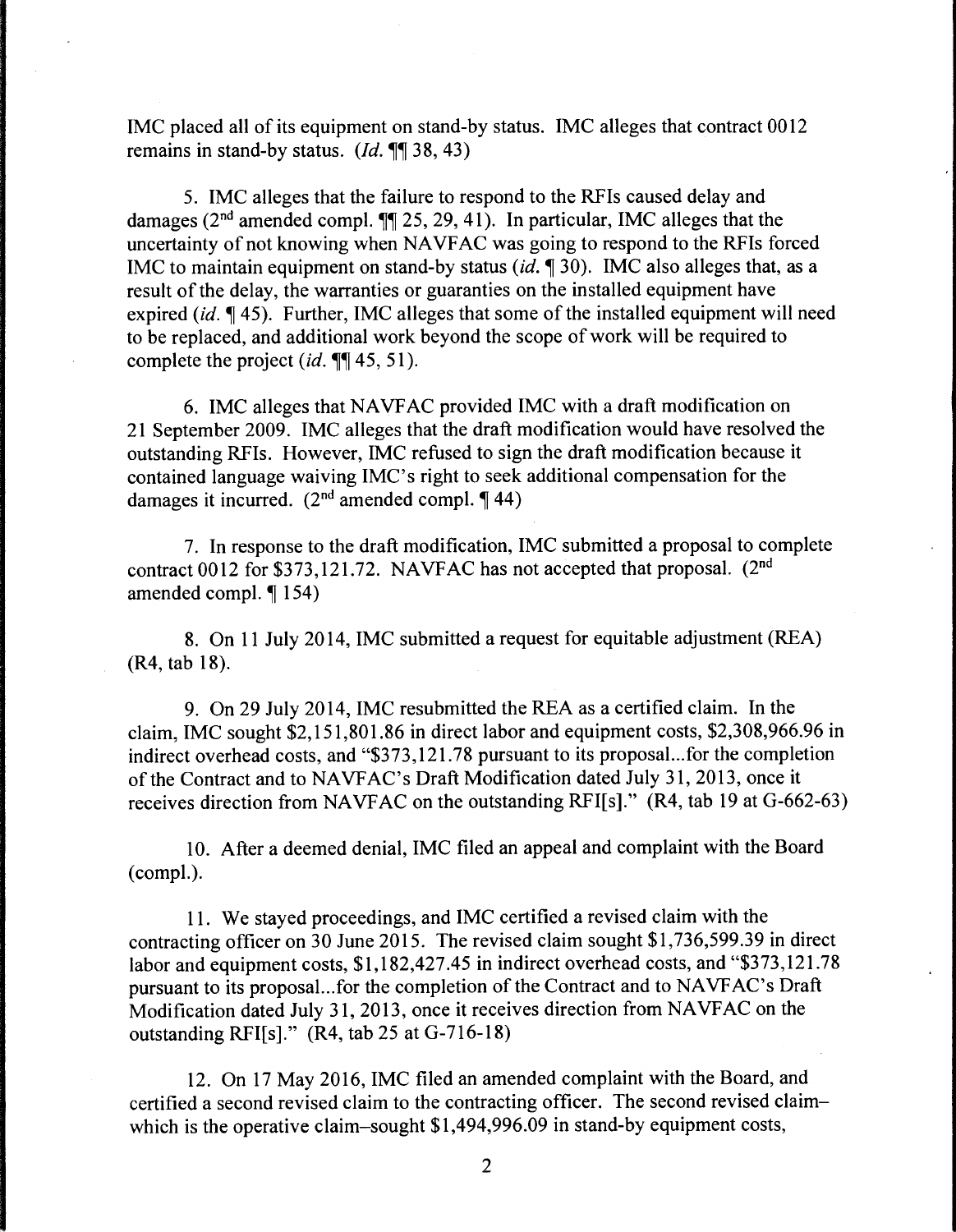IMC placed all of its equipment on stand-by status. IMC alleges that contract 0012 remains in stand-by status. (*Id.* ¶¶ 38, 43)

5. IMC alleges that the failure to respond to the RFIs caused delay and damages (2nd amended compl. ¶¶ 25, 29, 41). In particular, IMC alleges that the uncertainty of not knowing when NAVFAC was going to respond to the RFIs forced IMC to maintain equipment on stand-by status (*id.* ¶ 30). IMC also alleges that, as a result of the delay, the warranties or guaranties on the installed equipment have expired (*id.* ¶ 45). Further, IMC alleges that some of the installed equipment will need to be replaced, and additional work beyond the scope of work will be required to complete the project (*id.* ¶¶ 45, 51).

6. IMC alleges that NAVFAC provided IMC with a draft modification on 21 September 2009. IMC alleges that the draft modification would have resolved the outstanding RFIs. However, IMC refused to sign the draft modification because it contained language waiving IMC's right to seek additional compensation for the damages it incurred. (2nd amended compl. ¶ 44)

7. In response to the draft modification, IMC submitted a proposal to complete contract 0012 for $373,121.72. NAVFAC has not accepted that proposal. (2nd amended compl. ¶ 154)

8. On 11 July 2014, IMC submitted a request for equitable adjustment (REA) (R4, tab 18).

9. On 29 July 2014, IMC resubmitted the REA as a certified claim. In the claim, IMC sought $2,151,801.86 in direct labor and equipment costs, $2,308,966.96 in indirect overhead costs, and "$373,121.78 pursuant to its proposal...for the completion of the Contract and to NAVFAC's Draft Modification dated July 31, 2013, once it receives direction from NAVFAC on the outstanding RFI[s]." (R4, tab 19 at G-662-63)

10. After a deemed denial, IMC filed an appeal and complaint with the Board (compl.).

11. We stayed proceedings, and IMC certified a revised claim with the contracting officer on 30 June 2015. The revised claim sought $1,736,599.39 in direct labor and equipment costs, $1,182,427.45 in indirect overhead costs, and "$373,121.78 pursuant to its proposal...for the completion of the Contract and to NAVFAC's Draft Modification dated July 31, 2013, once it receives direction from NAVFAC on the outstanding RFI[s]." (R4, tab 25 at G-716-18)

12. On 17 May 2016, IMC filed an amended complaint with the Board, and certified a second revised claim to the contracting officer. The second revised claim–which is the operative claim–sought $1,494,996.09 in stand-by equipment costs,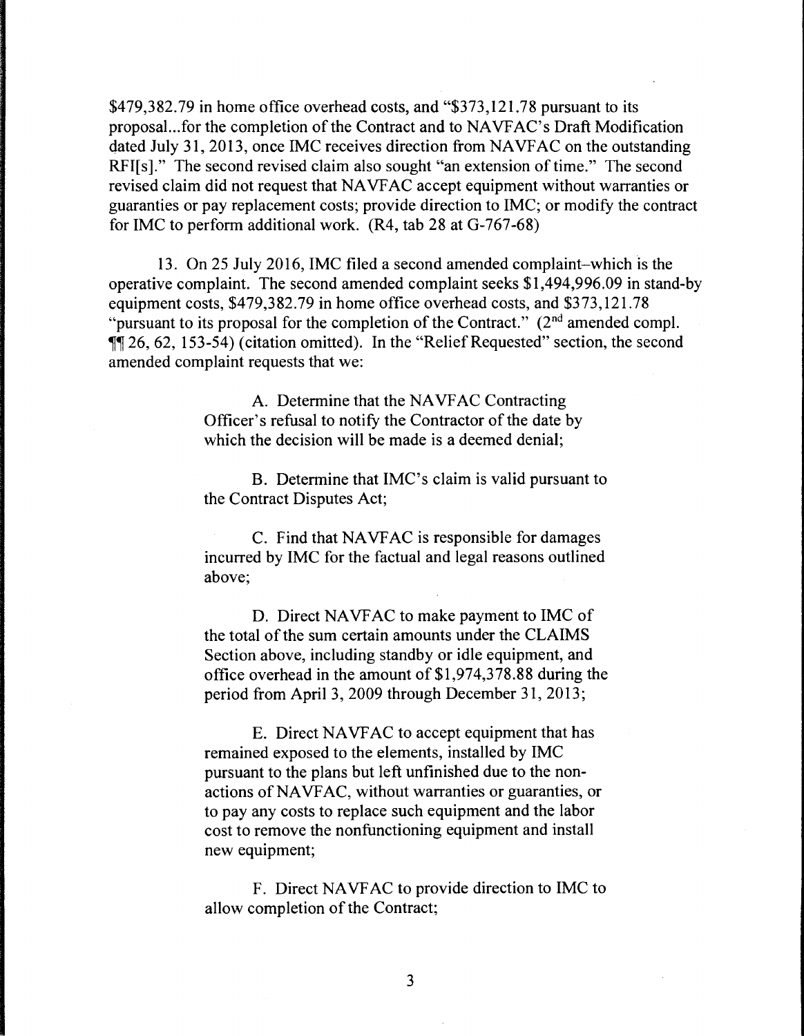$479,382.79 in home office overhead costs, and "$373,121.78 pursuant to its proposal...for the completion of the Contract and to NAVFAC's Draft Modification dated July 31, 2013, once IMC receives direction from NAVFAC on the outstanding RFI[s]." The second revised claim also sought "an extension of time." The second revised claim did not request that NAVFAC accept equipment without warranties or guaranties or pay replacement costs; provide direction to IMC; or modify the contract for IMC to perform additional work. (R4, tab 28 at G-767-68)

13. On 25 July 2016, IMC filed a second amended complaint–which is the operative complaint. The second amended complaint seeks $1,494,996.09 in stand-by equipment costs, $479,382.79 in home office overhead costs, and $373,121.78 "pursuant to its proposal for the completion of the Contract." (2nd amended compl. ¶¶ 26, 62, 153-54) (citation omitted). In the "Relief Requested" section, the second amended complaint requests that we:

> A. Determine that the NAVFAC Contracting Officer's refusal to notify the Contractor of the date by which the decision will be made is a deemed denial;
>
> B. Determine that IMC's claim is valid pursuant to the Contract Disputes Act;
>
> C. Find that NAVFAC is responsible for damages incurred by IMC for the factual and legal reasons outlined above;
>
> D. Direct NAVFAC to make payment to IMC of the total of the sum certain amounts under the CLAIMS Section above, including standby or idle equipment, and office overhead in the amount of $1,974,378.88 during the period from April 3, 2009 through December 31, 2013;
>
> E. Direct NAVFAC to accept equipment that has remained exposed to the elements, installed by IMC pursuant to the plans but left unfinished due to the non-actions of NAVFAC, without warranties or guaranties, or to pay any costs to replace such equipment and the labor cost to remove the nonfunctioning equipment and install new equipment;
>
> F. Direct NAVFAC to provide direction to IMC to allow completion of the Contract;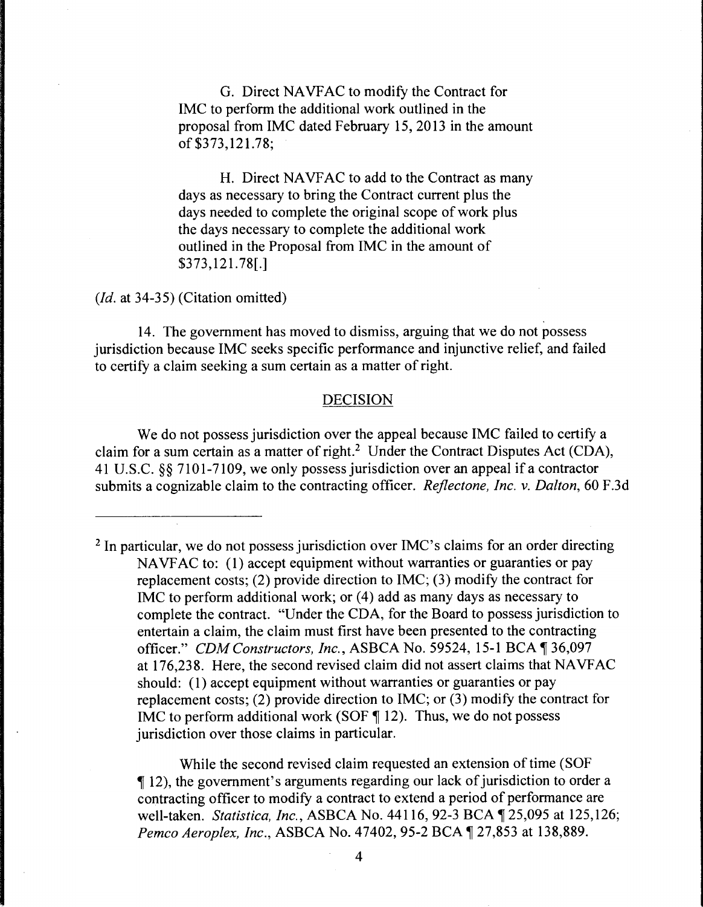G. Direct NAVFAC to modify the Contract for IMC to perform the additional work outlined in the proposal from IMC dated February 15, 2013 in the amount of $373,121.78;

H. Direct NAVFAC to add to the Contract as many days as necessary to bring the Contract current plus the days needed to complete the original scope of work plus the days necessary to complete the additional work outlined in the Proposal from IMC in the amount of $373,121.78[.]

(*Id.* at 34-35) (Citation omitted)

14. The government has moved to dismiss, arguing that we do not possess jurisdiction because IMC seeks specific performance and injunctive relief, and failed to certify a claim seeking a sum certain as a matter of right.

## DECISION

We do not possess jurisdiction over the appeal because IMC failed to certify a claim for a sum certain as a matter of right.[2] Under the Contract Disputes Act (CDA), 41 U.S.C. §§ 7101-7109, we only possess jurisdiction over an appeal if a contractor submits a cognizable claim to the contracting officer. *Reflectone, Inc. v. Dalton*, 60 F.3d

---

[2] In particular, we do not possess jurisdiction over IMC's claims for an order directing NAVFAC to: (1) accept equipment without warranties or guaranties or pay replacement costs; (2) provide direction to IMC; (3) modify the contract for IMC to perform additional work; or (4) add as many days as necessary to complete the contract. "Under the CDA, for the Board to possess jurisdiction to entertain a claim, the claim must first have been presented to the contracting officer." *CDM Constructors, Inc.*, ASBCA No. 59524, 15-1 BCA ¶ 36,097 at 176,238. Here, the second revised claim did not assert claims that NAVFAC should: (1) accept equipment without warranties or guaranties or pay replacement costs; (2) provide direction to IMC; or (3) modify the contract for IMC to perform additional work (SOF ¶ 12). Thus, we do not possess jurisdiction over those claims in particular.

While the second revised claim requested an extension of time (SOF ¶ 12), the government's arguments regarding our lack of jurisdiction to order a contracting officer to modify a contract to extend a period of performance are well-taken. *Statistica, Inc.*, ASBCA No. 44116, 92-3 BCA ¶ 25,095 at 125,126; *Pemco Aeroplex, Inc.*, ASBCA No. 47402, 95-2 BCA ¶ 27,853 at 138,889.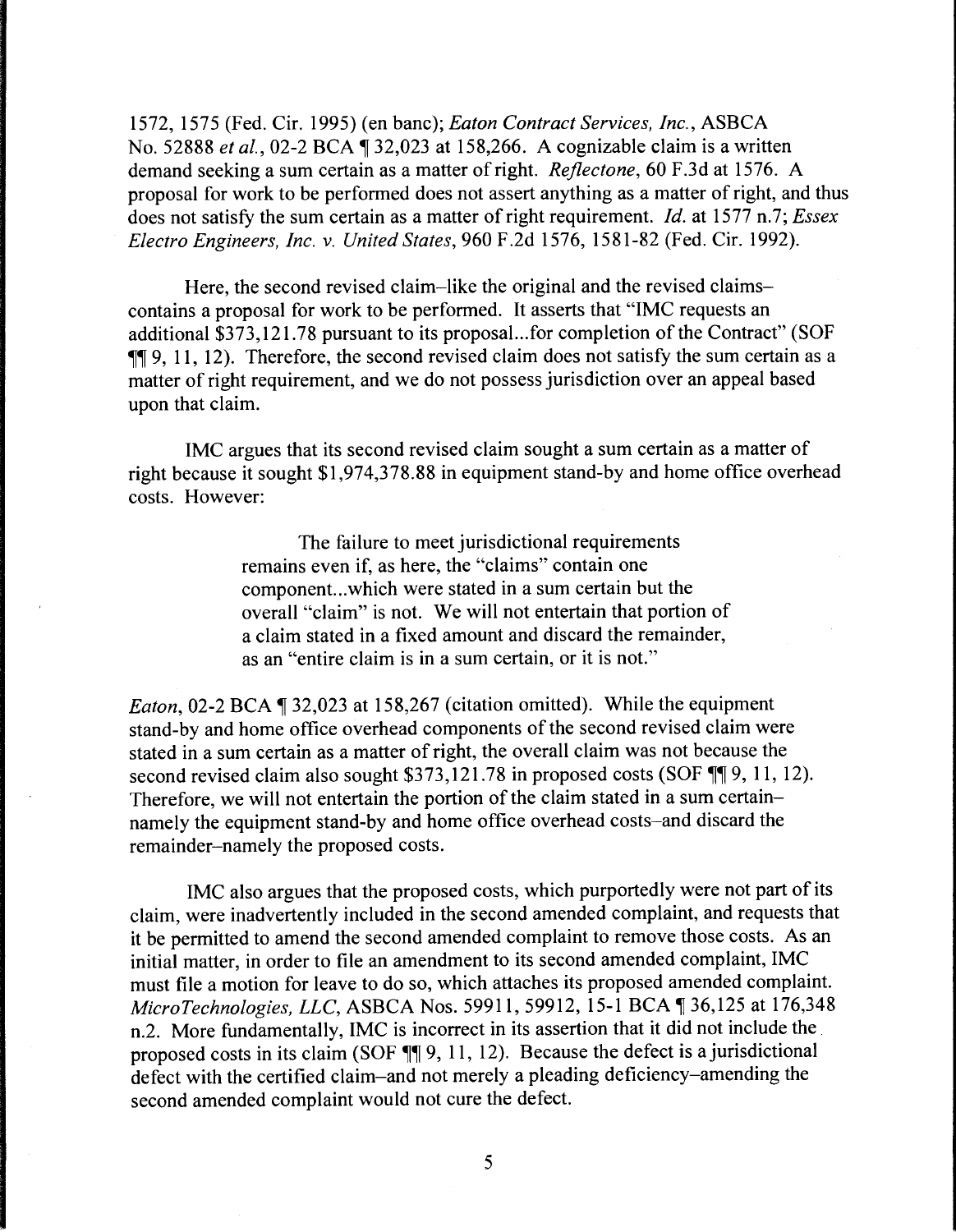1572, 1575 (Fed. Cir. 1995) (en banc); *Eaton Contract Services, Inc.*, ASBCA No. 52888 *et al.*, 02-2 BCA ¶ 32,023 at 158,266. A cognizable claim is a written demand seeking a sum certain as a matter of right. *Reflectone*, 60 F.3d at 1576. A proposal for work to be performed does not assert anything as a matter of right, and thus does not satisfy the sum certain as a matter of right requirement. *Id.* at 1577 n.7; *Essex Electro Engineers, Inc. v. United States*, 960 F.2d 1576, 1581-82 (Fed. Cir. 1992).

Here, the second revised claim–like the original and the revised claims–contains a proposal for work to be performed. It asserts that "IMC requests an additional $373,121.78 pursuant to its proposal...for completion of the Contract" (SOF ¶¶ 9, 11, 12). Therefore, the second revised claim does not satisfy the sum certain as a matter of right requirement, and we do not possess jurisdiction over an appeal based upon that claim.

IMC argues that its second revised claim sought a sum certain as a matter of right because it sought $1,974,378.88 in equipment stand-by and home office overhead costs. However:

> The failure to meet jurisdictional requirements remains even if, as here, the "claims" contain one component...which were stated in a sum certain but the overall "claim" is not. We will not entertain that portion of a claim stated in a fixed amount and discard the remainder, as an "entire claim is in a sum certain, or it is not."

*Eaton*, 02-2 BCA ¶ 32,023 at 158,267 (citation omitted). While the equipment stand-by and home office overhead components of the second revised claim were stated in a sum certain as a matter of right, the overall claim was not because the second revised claim also sought $373,121.78 in proposed costs (SOF ¶¶ 9, 11, 12). Therefore, we will not entertain the portion of the claim stated in a sum certain–namely the equipment stand-by and home office overhead costs–and discard the remainder–namely the proposed costs.

IMC also argues that the proposed costs, which purportedly were not part of its claim, were inadvertently included in the second amended complaint, and requests that it be permitted to amend the second amended complaint to remove those costs. As an initial matter, in order to file an amendment to its second amended complaint, IMC must file a motion for leave to do so, which attaches its proposed amended complaint. *MicroTechnologies, LLC*, ASBCA Nos. 59911, 59912, 15-1 BCA ¶ 36,125 at 176,348 n.2. More fundamentally, IMC is incorrect in its assertion that it did not include the proposed costs in its claim (SOF ¶¶ 9, 11, 12). Because the defect is a jurisdictional defect with the certified claim–and not merely a pleading deficiency–amending the second amended complaint would not cure the defect.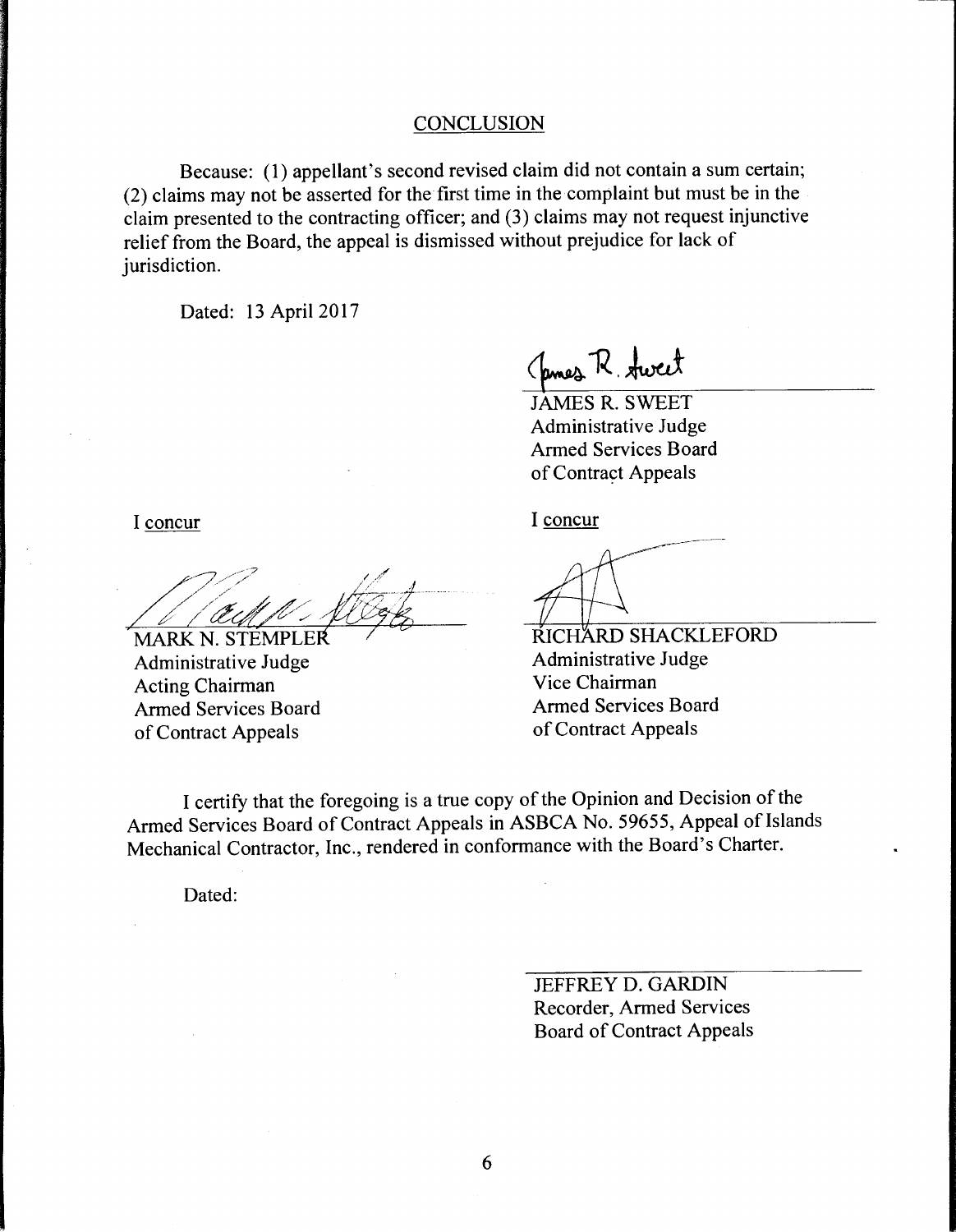## CONCLUSION

Because: (1) appellant's second revised claim did not contain a sum certain; (2) claims may not be asserted for the first time in the complaint but must be in the claim presented to the contracting officer; and (3) claims may not request injunctive relief from the Board, the appeal is dismissed without prejudice for lack of jurisdiction.

Dated: 13 April 2017

JAMES R. SWEET
Administrative Judge
Armed Services Board
of Contract Appeals

I concur

MARK N. STEMPLER
Administrative Judge
Acting Chairman
Armed Services Board
of Contract Appeals

I concur

RICHARD SHACKLEFORD
Administrative Judge
Vice Chairman
Armed Services Board
of Contract Appeals

I certify that the foregoing is a true copy of the Opinion and Decision of the Armed Services Board of Contract Appeals in ASBCA No. 59655, Appeal of Islands Mechanical Contractor, Inc., rendered in conformance with the Board's Charter.

Dated:

JEFFREY D. GARDIN
Recorder, Armed Services
Board of Contract Appeals